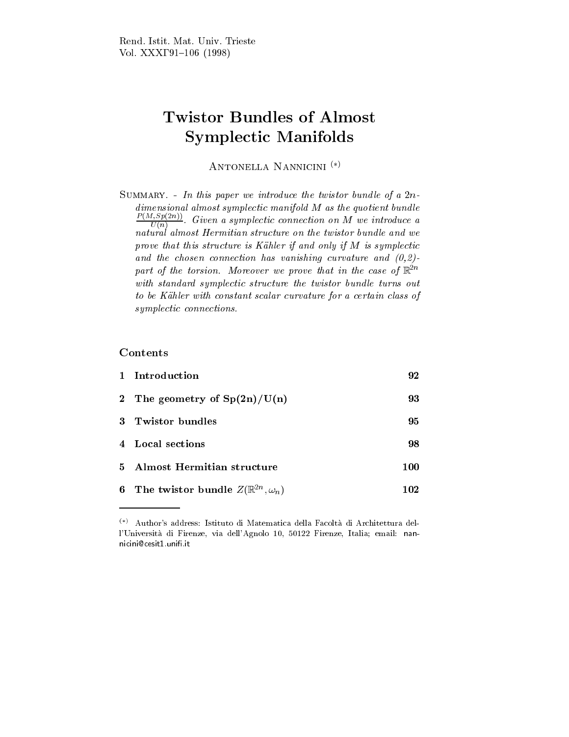# Twistor Bundles of Almost Symplectic Manifolds

Antonella Nannicini [(*)]

Summary. - *In this paper we introduce the twistor bundle of a $2n$-dimensional almost symplectic manifold $M$ as the quotient bundle $\frac{P(M,Sp(2n))}{U(n)}$. Given a symplectic connection on $M$ we introduce a natural almost Hermitian structure on the twistor bundle and we prove that this structure is Kähler if and only if $M$ is symplectic and the chosen connection has vanishing curvature and (0,2)-part of the torsion. Moreover we prove that in the case of $\mathbb{R}^{2n}$ with standard symplectic structure the twistor bundle turns out to be Kähler with constant scalar curvature for a certain class of symplectic connections.*

## Contents

| | | |
|---|---|---|
| 1 | **Introduction** | **92** |
| 2 | **The geometry of Sp(2n)/U(n)** | **93** |
| 3 | **Twistor bundles** | **95** |
| 4 | **Local sections** | **98** |
| 5 | **Almost Hermitian structure** | **100** |
| 6 | **The twistor bundle $Z(\mathbb{R}^{2n}, \omega_n)$** | **102** |

---

(*) Author's address: Istituto di Matematica della Facoltà di Architettura dell'Università di Firenze, via dell'Agnolo 10, 50122 Firenze, Italia; email: nannicini@cesit1.unifi.it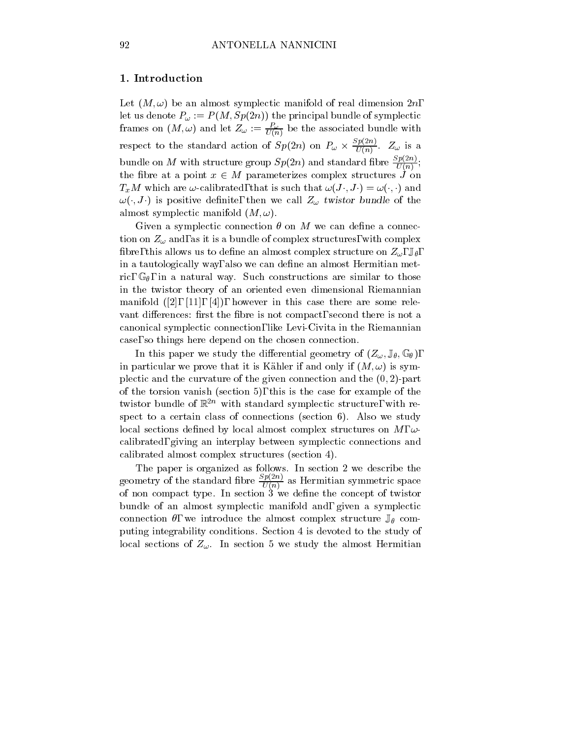## 1. Introduction

Let $(M, \omega)$ be an almost symplectic manifold of real dimension $2n$, let us denote $P_\omega := P(M, Sp(2n))$ the principal bundle of symplectic frames on $(M, \omega)$ and let $Z_\omega := \frac{P_\omega}{U(n)}$ be the associated bundle with respect to the standard action of $Sp(2n)$ on $P_\omega \times \frac{Sp(2n)}{U(n)}$. $Z_\omega$ is a bundle on $M$ with structure group $Sp(2n)$ and standard fibre $\frac{Sp(2n)}{U(n)}$; the fibre at a point $x \in M$ parameterizes complex structures $J$ on $T_xM$ which are $\omega$-calibrated, that is such that $\omega(J\cdot, J\cdot) = \omega(\cdot, \cdot)$ and $\omega(\cdot, J\cdot)$ is positive definite, then we call $Z_\omega$ *twistor bundle* of the almost symplectic manifold $(M, \omega)$.

Given a symplectic connection $\theta$ on $M$ we can define a connection on $Z_\omega$ and, as it is a bundle of complex structures, with complex fibre, this allows us to define an almost complex structure on $Z_\omega$, $\mathbb{J}_\theta$, in a tautologically way, also we can define an almost Hermitian metric, $\mathbb{G}_\theta$, in a natural way. Such constructions are similar to those in the twistor theory of an oriented even dimensional Riemannian manifold ([2], [11], [4]), however in this case there are some relevant differences: first the fibre is not compact, second there is not a canonical symplectic connection, like Levi-Civita in the Riemannian case, so things here depend on the chosen connection.

In this paper we study the differential geometry of $(Z_\omega, \mathbb{J}_\theta, \mathbb{G}_\theta)$, in particular we prove that it is Kähler if and only if $(M, \omega)$ is symplectic and the curvature of the given connection and the $(0, 2)$-part of the torsion vanish (section 5), this is the case for example of the twistor bundle of $\mathbb{R}^{2n}$ with standard symplectic structure, with respect to a certain class of connections (section 6). Also we study local sections defined by local almost complex structures on $M$, $\omega$-calibrated, giving an interplay between symplectic connections and calibrated almost complex structures (section 4).

The paper is organized as follows. In section 2 we describe the geometry of the standard fibre $\frac{Sp(2n)}{U(n)}$ as Hermitian symmetric space of non compact type. In section 3 we define the concept of twistor bundle of an almost symplectic manifold and, given a symplectic connection $\theta$, we introduce the almost complex structure $\mathbb{J}_\theta$ computing integrability conditions. Section 4 is devoted to the study of local sections of $Z_\omega$. In section 5 we study the almost Hermitian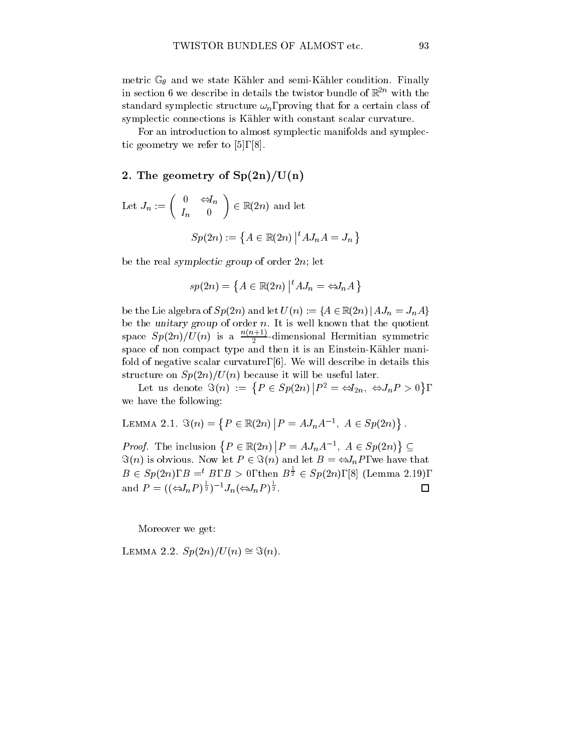metric $\mathbb{G}_\theta$ and we state Kähler and semi-Kähler condition. Finally in section 6 we describe in details the twistor bundle of $\mathbb{R}^{2n}$ with the standard symplectic structure $\omega_n$, proving that for a certain class of symplectic connections is Kähler with constant scalar curvature.

For an introduction to almost symplectic manifolds and symplectic geometry we refer to [5], [8].

## 2. The geometry of Sp(2n)/U(n)

Let $J_n := \begin{pmatrix} 0 & -I_n \\ I_n & 0 \end{pmatrix} \in \mathbb{R}(2n)$ and let

$$Sp(2n) := \left\{ A \in \mathbb{R}(2n) \,\middle|\, {}^t A J_n A = J_n \right\}$$

be the real *symplectic group* of order $2n$; let

$$sp(2n) = \left\{ A \in \mathbb{R}(2n) \,\middle|\, {}^t A J_n = -J_n A \right\}$$

be the Lie algebra of $Sp(2n)$ and let $U(n) := \{A \in \mathbb{R}(2n) \,|\, AJ_n = J_n A\}$ be the *unitary group* of order $n$. It is well known that the quotient space $Sp(2n)/U(n)$ is a $\frac{n(n+1)}{2}$-dimensional Hermitian symmetric space of non compact type and then it is an Einstein-Kähler manifold of negative scalar curvature, [6]. We will describe in details this structure on $Sp(2n)/U(n)$ because it will be useful later.

Let us denote $\Im(n) := \left\{ P \in Sp(2n) \,\middle|\, P^2 = -I_{2n},\ -J_n P > 0 \right\}$, we have the following:

Lemma 2.1. $\Im(n) = \left\{ P \in \mathbb{R}(2n) \,\middle|\, P = AJ_n A^{-1},\ A \in Sp(2n) \right\}$.

*Proof.* The inclusion $\left\{ P \in \mathbb{R}(2n) \,\middle|\, P = AJ_n A^{-1},\ A \in Sp(2n) \right\} \subseteq \Im(n)$ is obvious. Now let $P \in \Im(n)$ and let $B = -J_n P$, we have that $B \in Sp(2n)$, $B = {}^t B$, $B > 0$, then $B^{\frac{1}{2}} \in Sp(2n)$, [8] (Lemma 2.19), and $P = ((-J_n P)^{\frac{1}{2}})^{-1} J_n (-J_n P)^{\frac{1}{2}}$. □

Moreover we get:

Lemma 2.2. $Sp(2n)/U(n) \cong \Im(n)$.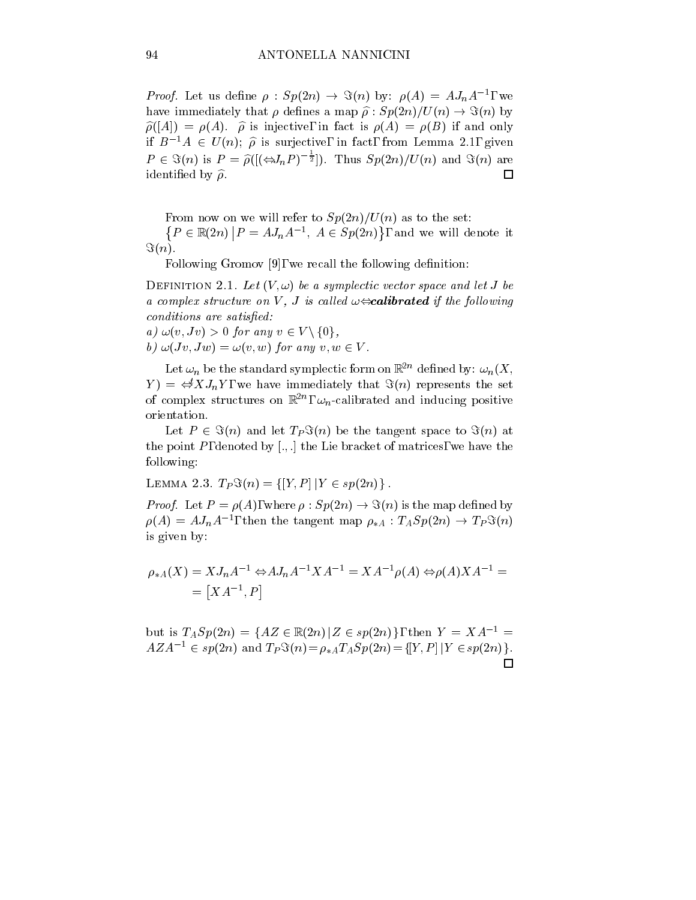*Proof.* Let us define $\rho : Sp(2n) \to \Im(n)$ by: $\rho(A) = AJ_nA^{-1}$, we have immediately that $\rho$ defines a map $\widehat{\rho} : Sp(2n)/U(n) \to \Im(n)$ by $\widehat{\rho}([A]) = \rho(A)$. $\widehat{\rho}$ is injective, in fact is $\rho(A) = \rho(B)$ if and only if $B^{-1}A \in U(n)$; $\widehat{\rho}$ is surjective, in fact, from Lemma 2.1, given $P \in \Im(n)$ is $P = \widehat{\rho}([(-J_nP)^{-\frac{1}{2}}])$. Thus $Sp(2n)/U(n)$ and $\Im(n)$ are identified by $\widehat{\rho}$. $\square$

From now on we will refer to $Sp(2n)/U(n)$ as to the set:
$\left\{P \in \mathbb{R}(2n) \,\middle|\, P = AJ_nA^{-1},\ A \in Sp(2n)\right\}$, and we will denote it $\Im(n)$.

Following Gromov [9], we recall the following definition:

**Definition 2.1.** *Let $(V, \omega)$ be a symplectic vector space and let $J$ be a complex structure on $V$, $J$ is called $\omega$-**calibrated** if the following conditions are satisfied:*
*a) $\omega(v, Jv) > 0$ for any $v \in V \setminus \{0\}$,*
*b) $\omega(Jv, Jw) = \omega(v, w)$ for any $v, w \in V$.*

Let $\omega_n$ be the standard symplectic form on $\mathbb{R}^{2n}$ defined by: $\omega_n(X, Y) = -{}^tXJ_nY$, we have immediately that $\Im(n)$ represents the set of complex structures on $\mathbb{R}^{2n}$, $\omega_n$-calibrated and inducing positive orientation.

Let $P \in \Im(n)$ and let $T_P\Im(n)$ be the tangent space to $\Im(n)$ at the point $P$, denoted by $[.,.]$ the Lie bracket of matrices, we have the following:

**Lemma 2.3.** $T_P\Im(n) = \{[Y, P] \,|\, Y \in sp(2n)\}$.

*Proof.* Let $P = \rho(A)$, where $\rho : Sp(2n) \to \Im(n)$ is the map defined by $\rho(A) = AJ_nA^{-1}$, then the tangent map $\rho_{*A} : T_ASp(2n) \to T_P\Im(n)$ is given by:

$$\rho_{*A}(X) = XJ_nA^{-1} - AJ_nA^{-1}XA^{-1} = XA^{-1}\rho(A) - \rho(A)XA^{-1} = \\ = \left[XA^{-1}, P\right]$$

but is $T_ASp(2n) = \{AZ \in \mathbb{R}(2n) \,|\, Z \in sp(2n)\}$, then $Y = XA^{-1} = AZA^{-1} \in sp(2n)$ and $T_P\Im(n) = \rho_{*A}T_ASp(2n) = \{[Y, P] \,|\, Y \in sp(2n)\}$. $\square$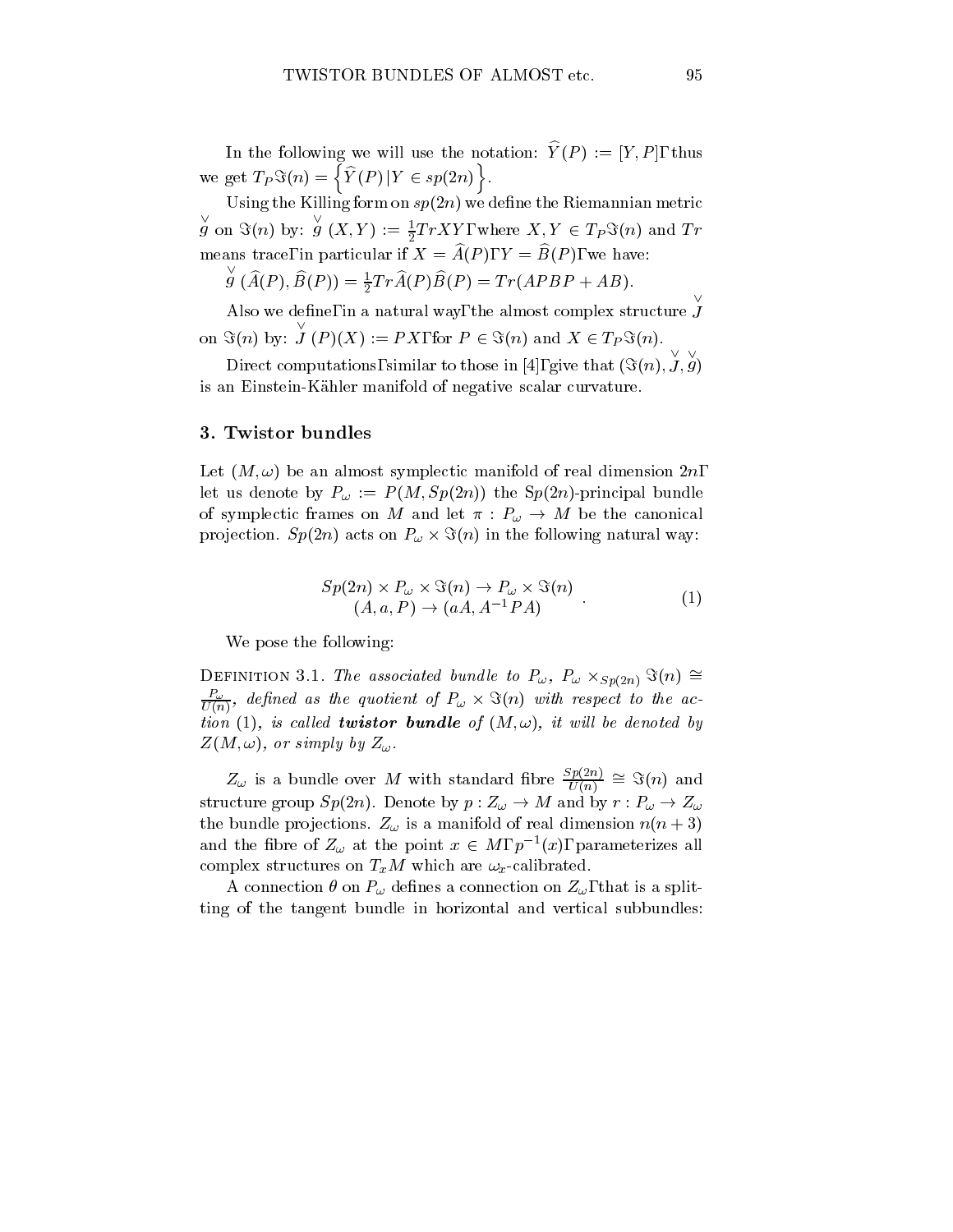In the following we will use the notation: $\widehat{Y}(P) := [Y, P]$, thus we get $T_P \Im(n) = \left\{ \widehat{Y}(P) \,|\, Y \in sp(2n) \right\}$.

Using the Killing form on $sp(2n)$ we define the Riemannian metric $\overset{\vee}{g}$ on $\Im(n)$ by: $\overset{\vee}{g}(X, Y) := \frac{1}{2} Tr XY$, where $X, Y \in T_P \Im(n)$ and $Tr$ means trace, in particular if $X = \widehat{A}(P)$, $Y = \widehat{B}(P)$, we have:

$\overset{\vee}{g}(\widehat{A}(P), \widehat{B}(P)) = \frac{1}{2} Tr \widehat{A}(P) \widehat{B}(P) = Tr(APBP + AB)$.

Also we define, in a natural way, the almost complex structure $\overset{\vee}{J}$ on $\Im(n)$ by: $\overset{\vee}{J}(P)(X) := PX$, for $P \in \Im(n)$ and $X \in T_P \Im(n)$.

Direct computations, similar to those in [4], give that $(\Im(n), \overset{\vee}{J}, \overset{\vee}{g})$ is an Einstein-Kähler manifold of negative scalar curvature.

## 3. Twistor bundles

Let $(M, \omega)$ be an almost symplectic manifold of real dimension $2n$, let us denote by $P_\omega := P(M, Sp(2n))$ the $Sp(2n)$-principal bundle of symplectic frames on $M$ and let $\pi : P_\omega \to M$ be the canonical projection. $Sp(2n)$ acts on $P_\omega \times \Im(n)$ in the following natural way:

$$\begin{array}{c} Sp(2n) \times P_\omega \times \Im(n) \to P_\omega \times \Im(n) \\ (A, a, P) \to (aA, A^{-1} P A) \end{array} . \tag{1}$$

We pose the following:

Definition 3.1. *The associated bundle to $P_\omega$, $P_\omega \times_{Sp(2n)} \Im(n) \cong \frac{P_\omega}{U(n)}$, defined as the quotient of $P_\omega \times \Im(n)$ with respect to the action (1), is called **twistor bundle** of $(M, \omega)$, it will be denoted by $Z(M, \omega)$, or simply by $Z_\omega$.*

$Z_\omega$ is a bundle over $M$ with standard fibre $\frac{Sp(2n)}{U(n)} \cong \Im(n)$ and structure group $Sp(2n)$. Denote by $p : Z_\omega \to M$ and by $r : P_\omega \to Z_\omega$ the bundle projections. $Z_\omega$ is a manifold of real dimension $n(n+3)$ and the fibre of $Z_\omega$ at the point $x \in M$, $p^{-1}(x)$, parameterizes all complex structures on $T_x M$ which are $\omega_x$-calibrated.

A connection $\theta$ on $P_\omega$ defines a connection on $Z_\omega$, that is a splitting of the tangent bundle in horizontal and vertical subbundles: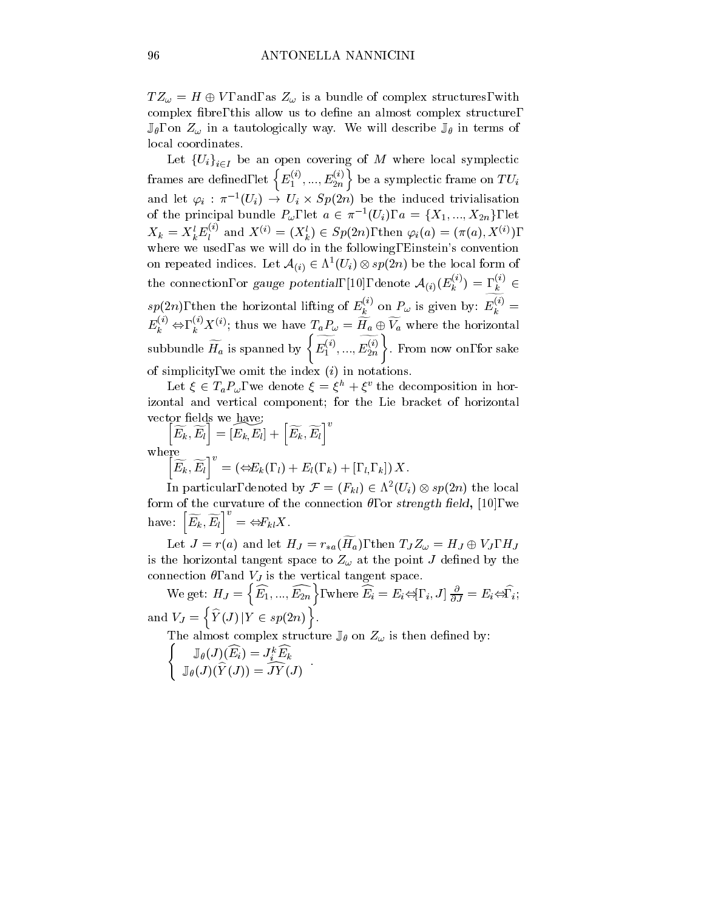$TZ_\omega = H \oplus V$, and, as $Z_\omega$ is a bundle of complex structures, with complex fibre, this allow us to define an almost complex structure, $\mathbb{J}_\theta$, on $Z_\omega$ in a tautologically way. We will describe $\mathbb{J}_\theta$ in terms of local coordinates.

Let $\{U_i\}_{i\in I}$ be an open covering of $M$ where local symplectic frames are defined, let $\left\{E_1^{(i)}, ..., E_{2n}^{(i)}\right\}$ be a symplectic frame on $TU_i$ and let $\varphi_i : \pi^{-1}(U_i) \to U_i \times Sp(2n)$ be the induced trivialisation of the principal bundle $P_\omega$, let $a \in \pi^{-1}(U_i)$, $a = \{X_1, ..., X_{2n}\}$, let $X_k = X_k^l E_l^{(i)}$ and $X^{(i)} = (X_k^l) \in Sp(2n)$, then $\varphi_i(a) = (\pi(a), X^{(i)})$, where we used, as we will do in the following, Einstein's convention on repeated indices. Let $\mathcal{A}_{(i)} \in \Lambda^1(U_i) \otimes sp(2n)$ be the local form of the connection, or *gauge potential*, [10], denote $\mathcal{A}_{(i)}(E_k^{(i)}) = \Gamma_k^{(i)} \in sp(2n)$, then the horizontal lifting of $E_k^{(i)}$ on $P_\omega$ is given by: $\widetilde{E_k^{(i)}} = E_k^{(i)} - \Gamma_k^{(i)} X^{(i)}$; thus we have $T_a P_\omega = \widetilde{H}_a \oplus \widetilde{V}_a$ where the horizontal subbundle $\widetilde{H}_a$ is spanned by $\left\{\widetilde{E_1^{(i)}}, ..., \widetilde{E_{2n}^{(i)}}\right\}$. From now on, for sake of simplicity, we omit the index $(i)$ in notations.

Let $\xi \in T_a P_\omega$, we denote $\xi = \xi^h + \xi^v$ the decomposition in horizontal and vertical component; for the Lie bracket of horizontal vector fields we have:

$$\left[\widetilde{E_k}, \widetilde{E_l}\right] = \widetilde{[E_k, E_l]} + \left[\widetilde{E_k}, \widetilde{E_l}\right]^v$$

where

$$\left[\widetilde{E_k}, \widetilde{E_l}\right]^v = \left(-E_k(\Gamma_l) + E_l(\Gamma_k) + [\Gamma_l, \Gamma_k]\right) X.$$

In particular, denoted by $\mathcal{F} = (F_{kl}) \in \Lambda^2(U_i) \otimes sp(2n)$ the local form of the curvature of the connection $\theta$, or *strength field*, [10], we have: $\left[\widetilde{E_k}, \widetilde{E_l}\right]^v = -F_{kl} X$.

Let $J = r(a)$ and let $H_J = r_{*a}(\widetilde{H}_a)$, then $T_J Z_\omega = H_J \oplus V_J$, $H_J$ is the horizontal tangent space to $Z_\omega$ at the point $J$ defined by the connection $\theta$, and $V_J$ is the vertical tangent space.

We get: $H_J = \left\{\widehat{E_1}, ..., \widehat{E_{2n}}\right\}$, where $\widehat{E_i} = E_i - [\Gamma_i, J] \frac{\partial}{\partial J} = E_i - \widehat{\Gamma_i}$; and $V_J = \left\{\widehat{Y}(J) \,|\, Y \in sp(2n)\right\}$.

The almost complex structure $\mathbb{J}_\theta$ on $Z_\omega$ is then defined by:

$$\begin{cases} \mathbb{J}_\theta(J)(\widehat{E_i}) = J_i^k \widehat{E_k} \\ \mathbb{J}_\theta(J)(\widehat{Y}(J)) = \widehat{JY}(J) \end{cases}.$$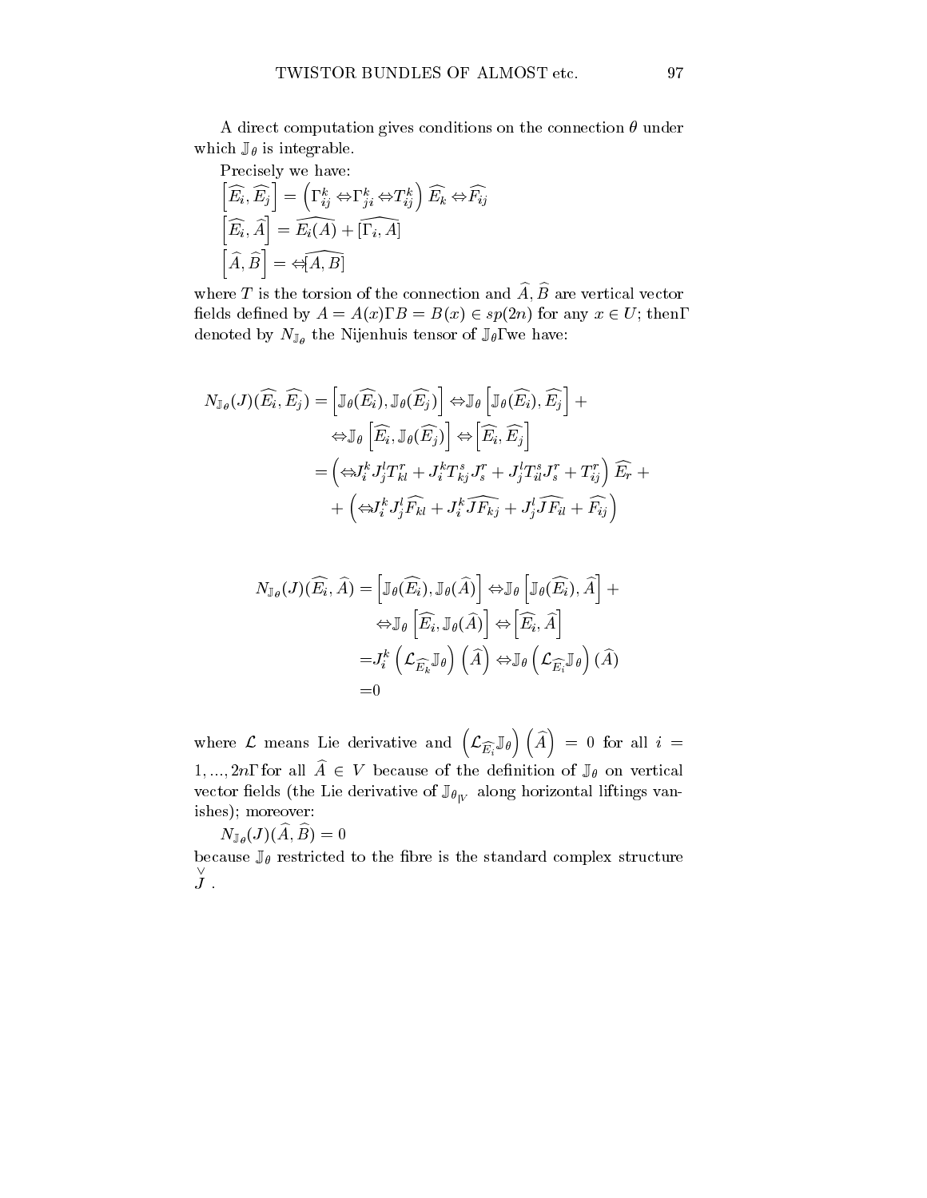A direct computation gives conditions on the connection $\theta$ under which $\mathbb{J}_\theta$ is integrable.

Precisely we have:

$$\left[\widehat{E_i}, \widehat{E_j}\right] = \left(\Gamma^k_{ij} - \Gamma^k_{ji} - T^k_{ij}\right) \widehat{E_k} - \widehat{F_{ij}}$$

$$\left[\widehat{E_i}, \widehat{A}\right] = \widehat{E_i(A)} + \widehat{[\Gamma_i, A]}$$

$$\left[\widehat{A}, \widehat{B}\right] = -\widehat{[A, B]}$$

where $T$ is the torsion of the connection and $\widehat{A}, \widehat{B}$ are vertical vector fields defined by $A = A(x), B = B(x) \in sp(2n)$ for any $x \in U$; then, denoted by $N_{\mathbb{J}_\theta}$ the Nijenhuis tensor of $\mathbb{J}_\theta$, we have:

$$\begin{aligned}
N_{\mathbb{J}_\theta}(J)(\widehat{E_i}, \widehat{E_j}) &= \left[\mathbb{J}_\theta(\widehat{E_i}), \mathbb{J}_\theta(\widehat{E_j})\right] - \mathbb{J}_\theta\left[\mathbb{J}_\theta(\widehat{E_i}), \widehat{E_j}\right] + \\
&\quad - \mathbb{J}_\theta\left[\widehat{E_i}, \mathbb{J}_\theta(\widehat{E_j})\right] - \left[\widehat{E_i}, \widehat{E_j}\right] \\
&= \left(-J^k_i J^l_j T^r_{kl} + J^k_i T^s_{kj} J^r_s + J^l_j T^s_{il} J^r_s + T^r_{ij}\right) \widehat{E_r} + \\
&\quad + \left(-J^k_i J^l_j \widehat{F_{kl}} + J^k_i \widehat{JF_{kj}} + J^l_j \widehat{JF_{il}} + \widehat{F_{ij}}\right)
\end{aligned}$$

$$\begin{aligned}
N_{\mathbb{J}_\theta}(J)(\widehat{E_i}, \widehat{A}) &= \left[\mathbb{J}_\theta(\widehat{E_i}), \mathbb{J}_\theta(\widehat{A})\right] - \mathbb{J}_\theta\left[\mathbb{J}_\theta(\widehat{E_i}), \widehat{A}\right] + \\
&\quad - \mathbb{J}_\theta\left[\widehat{E_i}, \mathbb{J}_\theta(\widehat{A})\right] - \left[\widehat{E_i}, \widehat{A}\right] \\
&= J^k_i \left(\mathcal{L}_{\widehat{E_k}} \mathbb{J}_\theta\right)\left(\widehat{A}\right) - \mathbb{J}_\theta \left(\mathcal{L}_{\widehat{E_i}} \mathbb{J}_\theta\right)(\widehat{A}) \\
&= 0
\end{aligned}$$

where $\mathcal{L}$ means Lie derivative and $\left(\mathcal{L}_{\widehat{E_i}} \mathbb{J}_\theta\right)\left(\widehat{A}\right) = 0$ for all $i = 1, ..., 2n$, for all $\widehat{A} \in V$ because of the definition of $\mathbb{J}_\theta$ on vertical vector fields (the Lie derivative of $\mathbb{J}_{\theta_{|V}}$ along horizontal liftings vanishes); moreover:

$$N_{\mathbb{J}_\theta}(J)(\widehat{A}, \widehat{B}) = 0$$

because $\mathbb{J}_\theta$ restricted to the fibre is the standard complex structure $\overset{\vee}{J}$.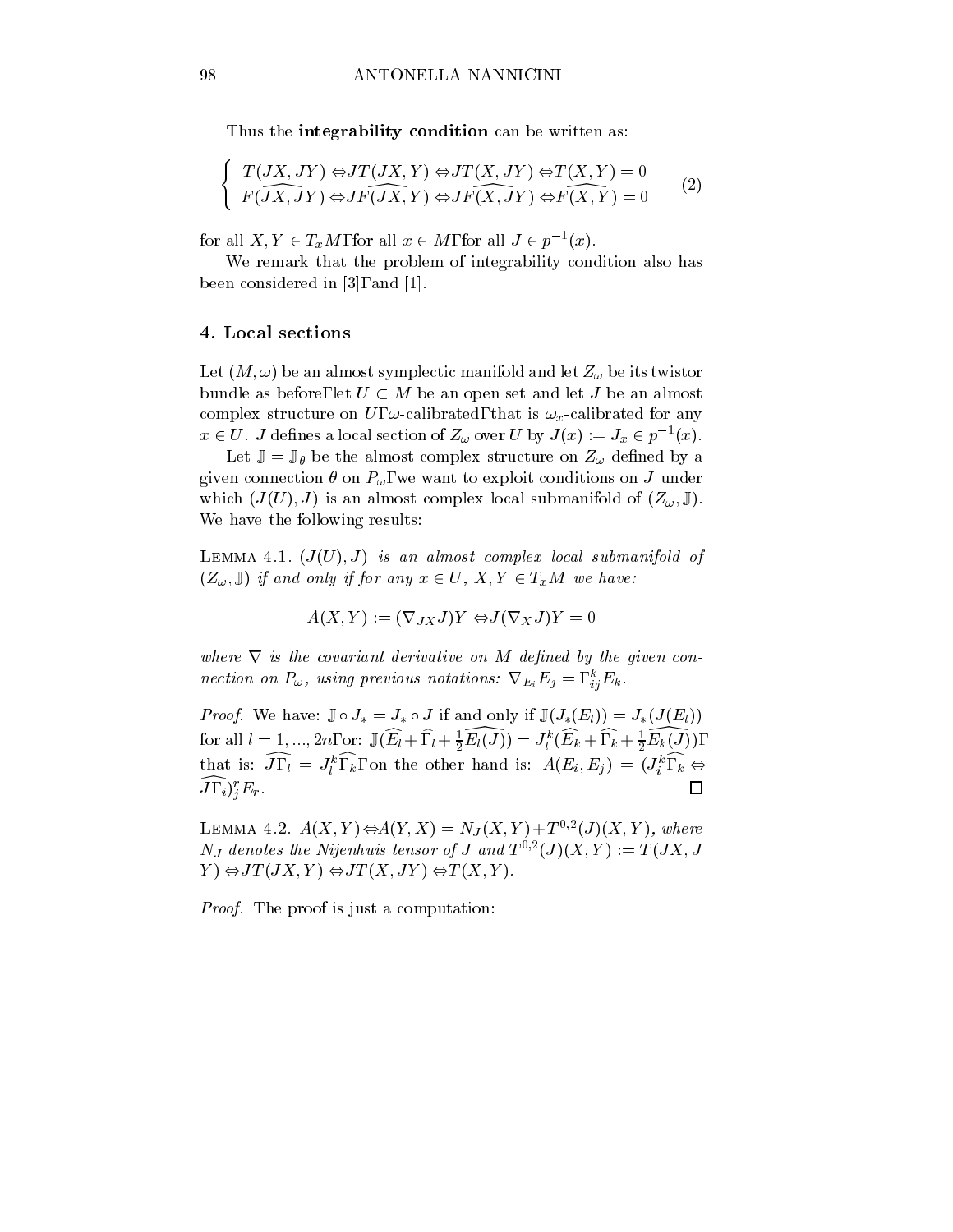Thus the **integrability condition** can be written as:

$$\left\{ \begin{array}{l} T(JX,JY) \Leftrightarrow JT(JX,Y) \Leftrightarrow JT(X,JY) \Leftrightarrow T(X,Y) = 0 \\ F(\widehat{JX,JY}) \Leftrightarrow J\widehat{F(JX,Y)} \Leftrightarrow J\widehat{F(X,JY)} \Leftrightarrow \widehat{F(X,Y)} = 0 \end{array} \right. \qquad (2)$$

for all $X, Y \in T_xM$Γfor all $x \in M$Γfor all $J \in p^{-1}(x)$.

We remark that the problem of integrability condition also has been considered in [3]Γand [1].

## 4. Local sections

Let $(M, \omega)$ be an almost symplectic manifold and let $Z_\omega$ be its twistor bundle as beforeΓlet $U \subset M$ be an open set and let $J$ be an almost complex structure on $U$Γ$\omega$-calibratedΓthat is $\omega_x$-calibrated for any $x \in U$. $J$ defines a local section of $Z_\omega$ over $U$ by $J(x) := J_x \in p^{-1}(x)$.

Let $\mathbb{J} = \mathbb{J}_\theta$ be the almost complex structure on $Z_\omega$ defined by a given connection $\theta$ on $P_\omega$Γwe want to exploit conditions on $J$ under which $(J(U), J)$ is an almost complex local submanifold of $(Z_\omega, \mathbb{J})$. We have the following results:

Lemma 4.1. *$(J(U), J)$ is an almost complex local submanifold of $(Z_\omega, \mathbb{J})$ if and only if for any $x \in U$, $X, Y \in T_xM$ we have:*

$$A(X,Y) := (\nabla_{JX}J)Y \Leftrightarrow J(\nabla_X J)Y = 0$$

*where $\nabla$ is the covariant derivative on $M$ defined by the given connection on $P_\omega$, using previous notations: $\nabla_{E_i}E_j = \Gamma^k_{ij}E_k$.*

*Proof.* We have: $\mathbb{J} \circ J_* = J_* \circ J$ if and only if $\mathbb{J}(J_*(E_l)) = J_*(J(E_l))$ for all $l = 1, ..., 2n$Γor: $\mathbb{J}(\widehat{E_l} + \widehat{\Gamma}_l + \frac{1}{2}\widehat{E_l(J)}) = J^k_l(\widehat{E_k} + \widehat{\Gamma_k} + \frac{1}{2}\widehat{E_k(J)})$Γthat is: $\widehat{J\Gamma_l} = J^k_l\widehat{\Gamma_k}$Γon the other hand is: $A(E_i, E_j) = (J^k_i\widehat{\Gamma_k} \Leftrightarrow \widehat{J\Gamma_i})^r_j E_r$. ☐

Lemma 4.2. *$A(X,Y) \Leftrightarrow A(Y,X) = N_J(X,Y) + T^{0,2}(J)(X,Y)$, where $N_J$ denotes the Nijenhuis tensor of $J$ and $T^{0,2}(J)(X,Y) := T(JX,JY) \Leftrightarrow JT(JX,Y) \Leftrightarrow JT(X,JY) \Leftrightarrow T(X,Y)$.*

*Proof.* The proof is just a computation: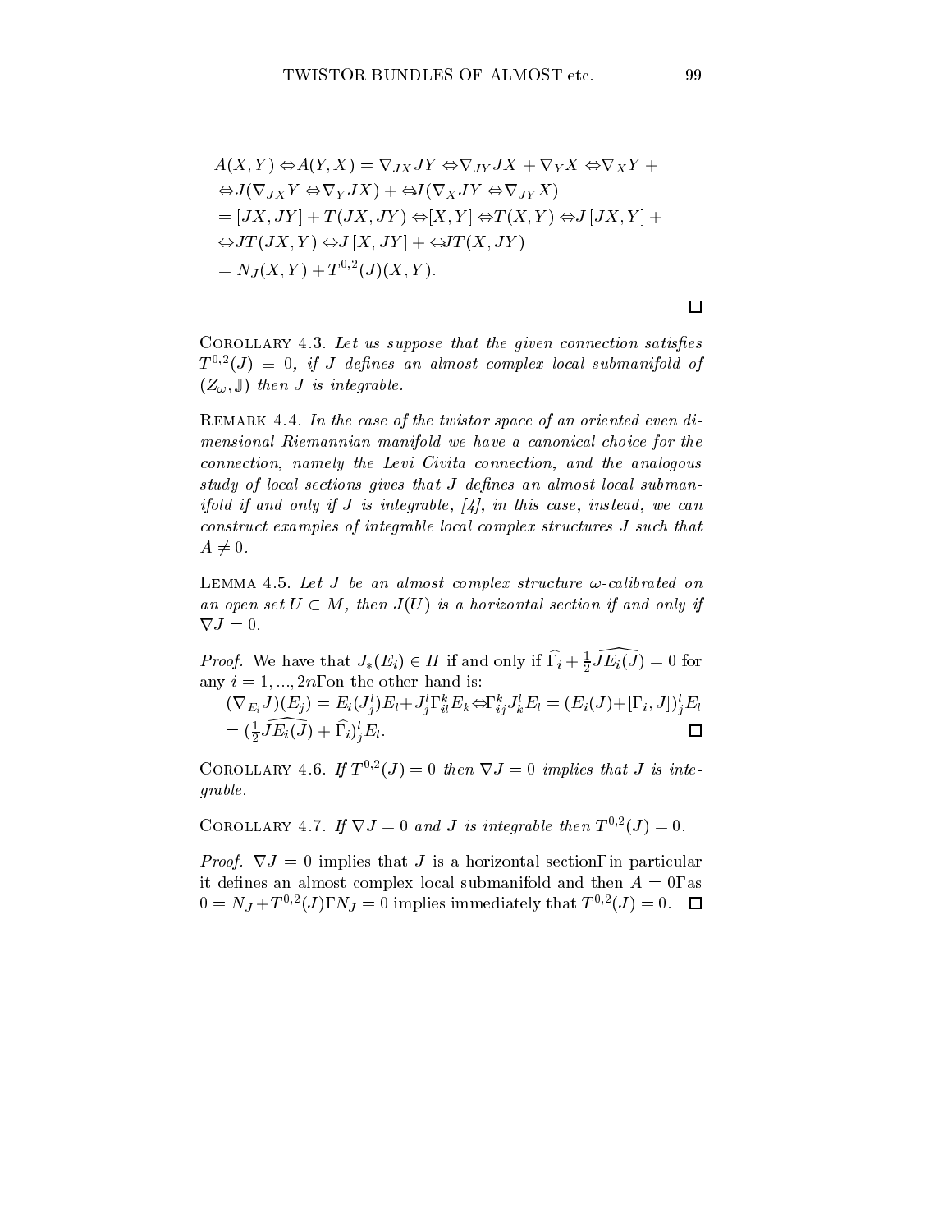$$
\begin{aligned}
&A(X,Y) \Leftrightarrow A(Y,X) = \nabla_{JX} JY \Leftrightarrow \nabla_{JY} JX + \nabla_Y X \Leftrightarrow \nabla_X Y + \\
&\Leftrightarrow J(\nabla_{JX} Y \Leftrightarrow \nabla_Y JX) + \Leftrightarrow J(\nabla_X JY \Leftrightarrow \nabla_{JY} X) \\
&= [JX, JY] + T(JX, JY) \Leftrightarrow [X,Y] \Leftrightarrow T(X,Y) \Leftrightarrow J\,[JX, Y] + \\
&\Leftrightarrow JT(JX, Y) \Leftrightarrow J\,[X, JY] + \Leftrightarrow JT(X, JY) \\
&= N_J(X,Y) + T^{0,2}(J)(X,Y).
\end{aligned}
$$

∎

COROLLARY 4.3. *Let us suppose that the given connection satisfies $T^{0,2}(J) \equiv 0$, if $J$ defines an almost complex local submanifold of $(Z_\omega, \mathbb{J})$ then $J$ is integrable.*

REMARK 4.4. *In the case of the twistor space of an oriented even dimensional Riemannian manifold we have a canonical choice for the connection, namely the Levi Civita connection, and the analogous study of local sections gives that $J$ defines an almost local submanifold if and only if $J$ is integrable, [4], in this case, instead, we can construct examples of integrable local complex structures $J$ such that $A \neq 0$.*

LEMMA 4.5. *Let $J$ be an almost complex structure $\omega$-calibrated on an open set $U \subset M$, then $J(U)$ is a horizontal section if and only if $\nabla J = 0$.*

*Proof.* We have that $J_*(E_i) \in H$ if and only if $\widehat{\Gamma}_i + \frac{1}{2}\widehat{JE_i(J)} = 0$ for any $i = 1, ..., 2n$Γon the other hand is:

$$
\begin{aligned}
(\nabla_{E_i} J)(E_j) &= E_i(J^l_j)E_l + J^l_j \Gamma^k_{il} E_k \Leftrightarrow \Gamma^k_{ij} J^l_k E_l = (E_i(J) + [\Gamma_i, J])^l_j E_l \\
&= (\tfrac{1}{2}\widehat{JE_i(J)} + \widehat{\Gamma}_i)^l_j E_l.
\end{aligned}
$$

∎

COROLLARY 4.6. *If $T^{0,2}(J) = 0$ then $\nabla J = 0$ implies that $J$ is integrable.*

COROLLARY 4.7. *If $\nabla J = 0$ and $J$ is integrable then $T^{0,2}(J) = 0$.*

*Proof.* $\nabla J = 0$ implies that $J$ is a horizontal sectionΓin particular it defines an almost complex local submanifold and then $A = 0$Γas $0 = N_J + T^{0,2}(J)$Γ$N_J = 0$ implies immediately that $T^{0,2}(J) = 0$. ∎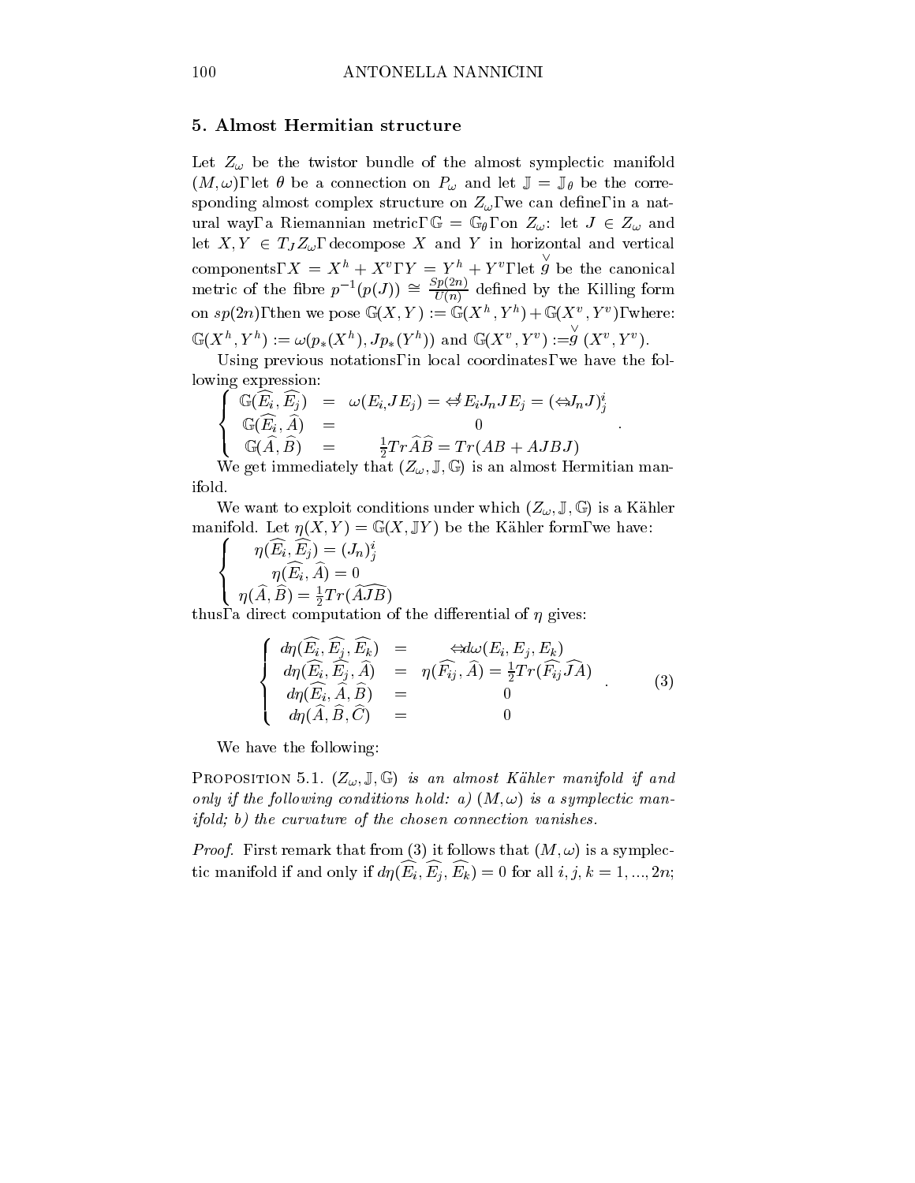## 5. Almost Hermitian structure

Let $Z_\omega$ be the twistor bundle of the almost symplectic manifold $(M,\omega)$, let $\theta$ be a connection on $P_\omega$ and let $\mathbb{J} = \mathbb{J}_\theta$ be the corresponding almost complex structure on $Z_\omega$, we can define, in a natural way, a Riemannian metric, $\mathbb{G} = \mathbb{G}_\theta$, on $Z_\omega$: let $J \in Z_\omega$ and let $X, Y \in T_J Z_\omega$, decompose $X$ and $Y$ in horizontal and vertical components, $X = X^h + X^v$, $Y = Y^h + Y^v$, let $\overset{\vee}{g}$ be the canonical metric of the fibre $p^{-1}(p(J)) \cong \frac{Sp(2n)}{U(n)}$ defined by the Killing form on $sp(2n)$, then we pose $\mathbb{G}(X,Y) := \mathbb{G}(X^h,Y^h) + \mathbb{G}(X^v,Y^v)$, where: $\mathbb{G}(X^h,Y^h) := \omega(p_*(X^h), Jp_*(Y^h))$ and $\mathbb{G}(X^v,Y^v) := \overset{\vee}{g}(X^v,Y^v)$.

Using previous notations, in local coordinates, we have the following expression:

$$\begin{cases} \mathbb{G}(\widehat{E_i},\widehat{E_j}) &=& \omega(E_i, JE_j) = -{}^tE_i J_n J E_j = (-J_n J)^i_j \\ \mathbb{G}(\widehat{E_i},\widehat{A}) &=& 0 \\ \mathbb{G}(\widehat{A},\widehat{B}) &=& \frac{1}{2}Tr\widehat{A}\widehat{B} = Tr(AB + AJBJ) \end{cases}.$$

We get immediately that $(Z_\omega, \mathbb{J}, \mathbb{G})$ is an almost Hermitian manifold.

We want to exploit conditions under which $(Z_\omega, \mathbb{J}, \mathbb{G})$ is a Kähler manifold. Let $\eta(X,Y) = \mathbb{G}(X, \mathbb{J}Y)$ be the Kähler form, we have:

$$\begin{cases} \eta(\widehat{E_i},\widehat{E_j}) = (J_n)^i_j \\ \eta(\widehat{E_i},\widehat{A}) = 0 \\ \eta(\widehat{A},\widehat{B}) = \frac{1}{2}Tr(\widehat{A}\widehat{JB}) \end{cases}$$

thus, a direct computation of the differential of $\eta$ gives:

$$\begin{cases} d\eta(\widehat{E_i},\widehat{E_j},\widehat{E_k}) &=& -d\omega(E_i,E_j,E_k) \\ d\eta(\widehat{E_i},\widehat{E_j},\widehat{A}) &=& \eta(\widehat{F_{ij}},\widehat{A}) = \frac{1}{2}Tr(\widehat{F_{ij}}\widehat{JA}) \\ d\eta(\widehat{E_i},\widehat{A},\widehat{B}) &=& 0 \\ d\eta(\widehat{A},\widehat{B},\widehat{C}) &=& 0 \end{cases}. \quad (3)$$

We have the following:

**Proposition 5.1.** *$(Z_\omega, \mathbb{J}, \mathbb{G})$ is an almost Kähler manifold if and only if the following conditions hold: a) $(M,\omega)$ is a symplectic manifold; b) the curvature of the chosen connection vanishes.*

*Proof.* First remark that from (3) it follows that $(M,\omega)$ is a symplectic manifold if and only if $d\eta(\widehat{E_i},\widehat{E_j},\widehat{E_k}) = 0$ for all $i,j,k = 1,...,2n$;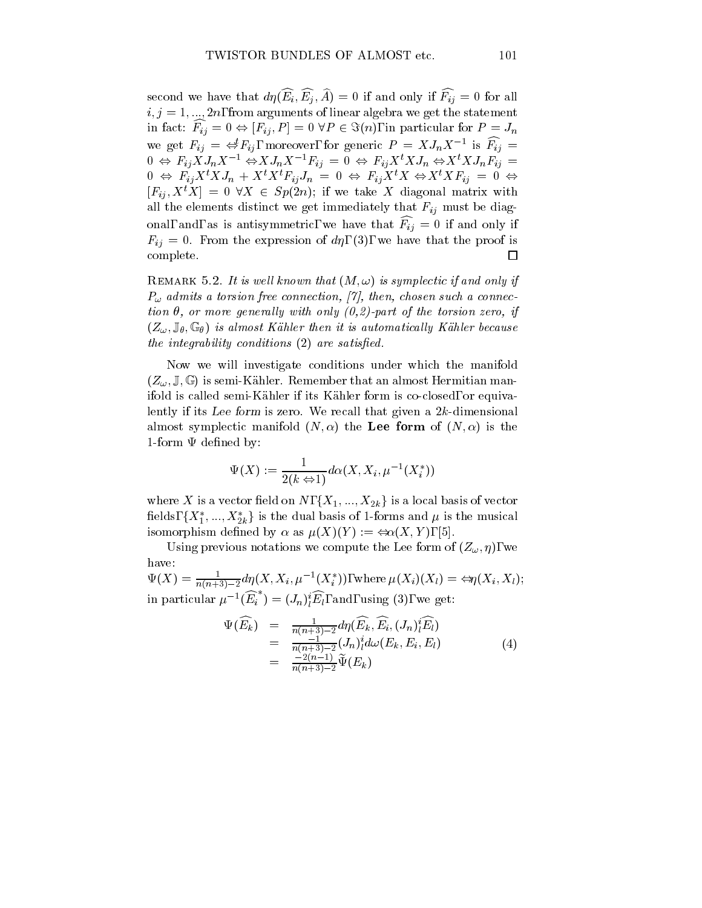second we have that $d\eta(\widehat{E_i}, \widehat{E_j}, \widehat{A}) = 0$ if and only if $\widehat{F_{ij}} = 0$ for all $i, j = 1, ..., 2n$, from arguments of linear algebra we get the statement in fact: $\widehat{F_{ij}} = 0 \Leftrightarrow [F_{ij}, P] = 0 \ \forall P \in \Im(n)$, in particular for $P = J_n$ we get $F_{ij} = -{}^t F_{ij}$, moreover, for generic $P = XJ_nX^{-1}$ is $\widehat{F_{ij}} = 0 \Leftrightarrow F_{ij}XJ_nX^{-1} - XJ_nX^{-1}F_{ij} = 0 \Leftrightarrow F_{ij}X^tXJ_n - X^tXJ_nF_{ij} = 0 \Leftrightarrow F_{ij}X^tXJ_n + X^tX^tF_{ij}J_n = 0 \Leftrightarrow F_{ij}X^tX - X^tXF_{ij} = 0 \Leftrightarrow [F_{ij}, X^tX] = 0 \ \forall X \in Sp(2n)$; if we take $X$ diagonal matrix with all the elements distinct we get immediately that $F_{ij}$ must be diagonal, and, as is antisymmetric, we have that $\widehat{F_{ij}} = 0$ if and only if $F_{ij} = 0$. From the expression of $d\eta$, (3), we have that the proof is complete. □

Remark 5.2. *It is well known that $(M, \omega)$ is symplectic if and only if $P_\omega$ admits a torsion free connection, [7], then, chosen such a connection $\theta$, or more generally with only (0,2)-part of the torsion zero, if $(Z_\omega, \mathbb{J}_\theta, \mathbb{G}_\theta)$ is almost Kähler then it is automatically Kähler because the integrability conditions* (2) *are satisfied.*

Now we will investigate conditions under which the manifold $(Z_\omega, \mathbb{J}, \mathbb{G})$ is semi-Kähler. Remember that an almost Hermitian manifold is called semi-Kähler if its Kähler form is co-closed, or equivalently if its *Lee form* is zero. We recall that given a $2k$-dimensional almost symplectic manifold $(N, \alpha)$ the **Lee form** of $(N, \alpha)$ is the 1-form $\Psi$ defined by:

$$\Psi(X) := \frac{1}{2(k-1)} d\alpha(X, X_i, \mu^{-1}(X_i^*))$$

where $X$ is a vector field on $N$, $\{X_1, ..., X_{2k}\}$ is a local basis of vector fields, $\{X_1^*, ..., X_{2k}^*\}$ is the dual basis of 1-forms and $\mu$ is the musical isomorphism defined by $\alpha$ as $\mu(X)(Y) := -\alpha(X, Y)$, [5].

Using previous notations we compute the Lee form of $(Z_\omega, \eta)$, we have:
$\Psi(X) = \frac{1}{n(n+3)-2} d\eta(X, X_i, \mu^{-1}(X_i^*))$, where $\mu(X_i)(X_l) = -\eta(X_i, X_l)$; in particular $\mu^{-1}(\widehat{E_i}^*) = (J_n)^i_l \widehat{E_l}$, and, using (3), we get:

$$\begin{aligned}
\Psi(\widehat{E_k}) &= \tfrac{1}{n(n+3)-2} d\eta(\widehat{E_k}, \widehat{E_i}, (J_n)^i_l \widehat{E_l}) \\
&= \tfrac{-1}{n(n+3)-2} (J_n)^i_l d\omega(E_k, E_i, E_l) \\
&= \tfrac{-2(n-1)}{n(n+3)-2} \widetilde{\Psi}(E_k)
\end{aligned} \tag{4}$$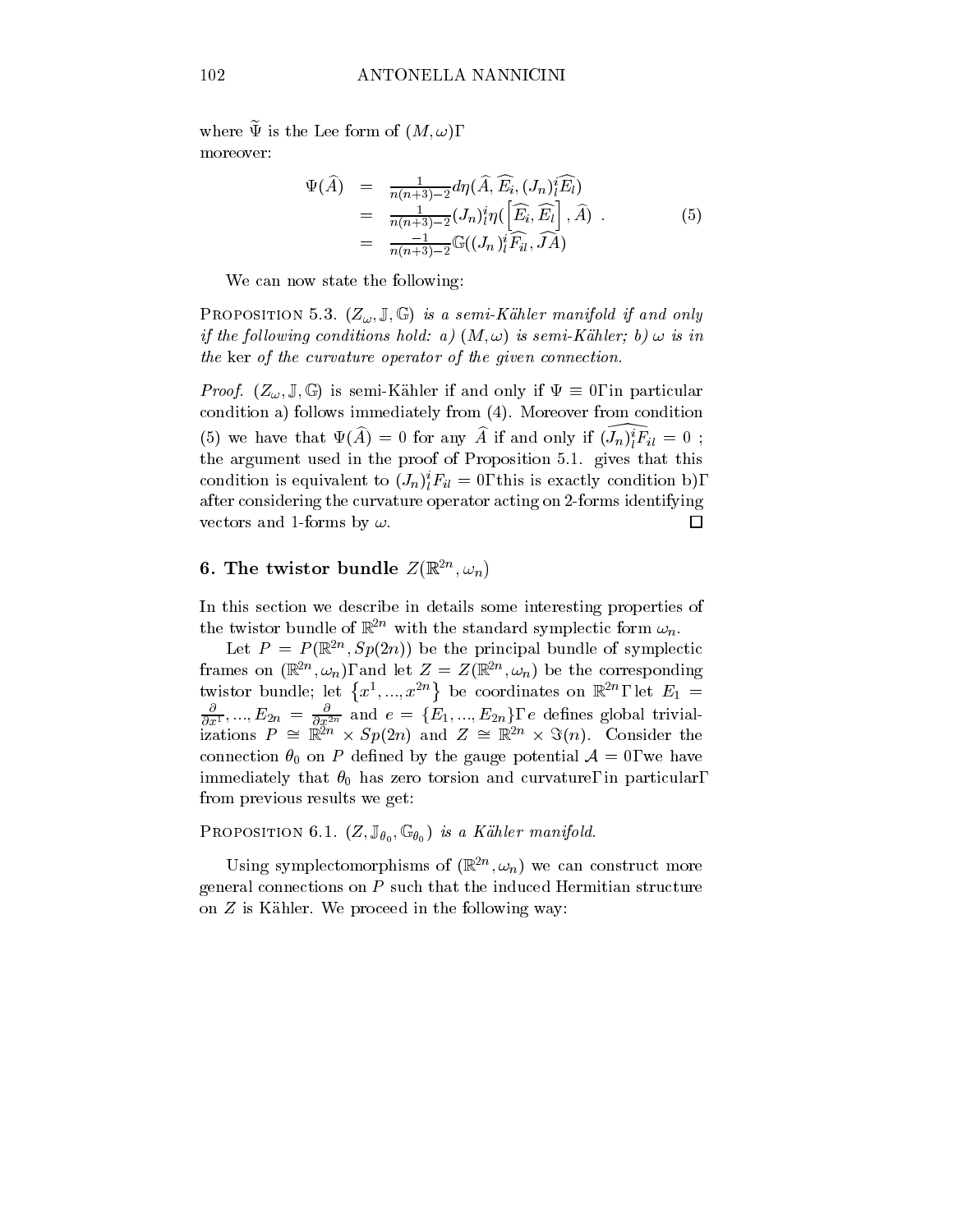where $\widetilde{\Psi}$ is the Lee form of $(M, \omega)$, moreover:

$$\begin{aligned}
\Psi(\widehat{A}) &= \tfrac{1}{n(n+3)-2} d\eta(\widehat{A}, \widehat{E_i}, (J_n)^i_l \widehat{E_l}) \\
&= \tfrac{1}{n(n+3)-2} (J_n)^i_l \eta(\left[\widehat{E_i}, \widehat{E_l}\right], \widehat{A}) \\
&= \tfrac{-1}{n(n+3)-2} \mathbb{G}((J_n)^i_l \widehat{F_{il}}, \widehat{JA})
\end{aligned} \quad . \tag{5}$$

We can now state the following:

Proposition 5.3. *$(Z_\omega, \mathbb{J}, \mathbb{G})$ is a semi-Kähler manifold if and only if the following conditions hold: a) $(M, \omega)$ is semi-Kähler; b) $\omega$ is in the* ker *of the curvature operator of the given connection.*

*Proof.* $(Z_\omega, \mathbb{J}, \mathbb{G})$ is semi-Kähler if and only if $\Psi \equiv 0$, in particular condition a) follows immediately from (4). Moreover from condition (5) we have that $\Psi(\widehat{A}) = 0$ for any $\widehat{A}$ if and only if $\widehat{(J_n)^i_l F_{il}} = 0$ ; the argument used in the proof of Proposition 5.1. gives that this condition is equivalent to $(J_n)^i_l F_{il} = 0$, this is exactly condition b), after considering the curvature operator acting on 2-forms identifying vectors and 1-forms by $\omega$. □

## 6. The twistor bundle $Z(\mathbb{R}^{2n}, \omega_n)$

In this section we describe in details some interesting properties of the twistor bundle of $\mathbb{R}^{2n}$ with the standard symplectic form $\omega_n$.

Let $P = P(\mathbb{R}^{2n}, Sp(2n))$ be the principal bundle of symplectic frames on $(\mathbb{R}^{2n}, \omega_n)$, and let $Z = Z(\mathbb{R}^{2n}, \omega_n)$ be the corresponding twistor bundle; let $\{x^1, ..., x^{2n}\}$ be coordinates on $\mathbb{R}^{2n}$, let $E_1 = \frac{\partial}{\partial x^1}, ..., E_{2n} = \frac{\partial}{\partial x^{2n}}$ and $e = \{E_1, ..., E_{2n}\}$, $e$ defines global trivializations $P \cong \mathbb{R}^{2n} \times Sp(2n)$ and $Z \cong \mathbb{R}^{2n} \times \Im(n)$. Consider the connection $\theta_0$ on $P$ defined by the gauge potential $\mathcal{A} = 0$, we have immediately that $\theta_0$ has zero torsion and curvature, in particular, from previous results we get:

Proposition 6.1. *$(Z, \mathbb{J}_{\theta_0}, \mathbb{G}_{\theta_0})$ is a Kähler manifold.*

Using symplectomorphisms of $(\mathbb{R}^{2n}, \omega_n)$ we can construct more general connections on $P$ such that the induced Hermitian structure on $Z$ is Kähler. We proceed in the following way: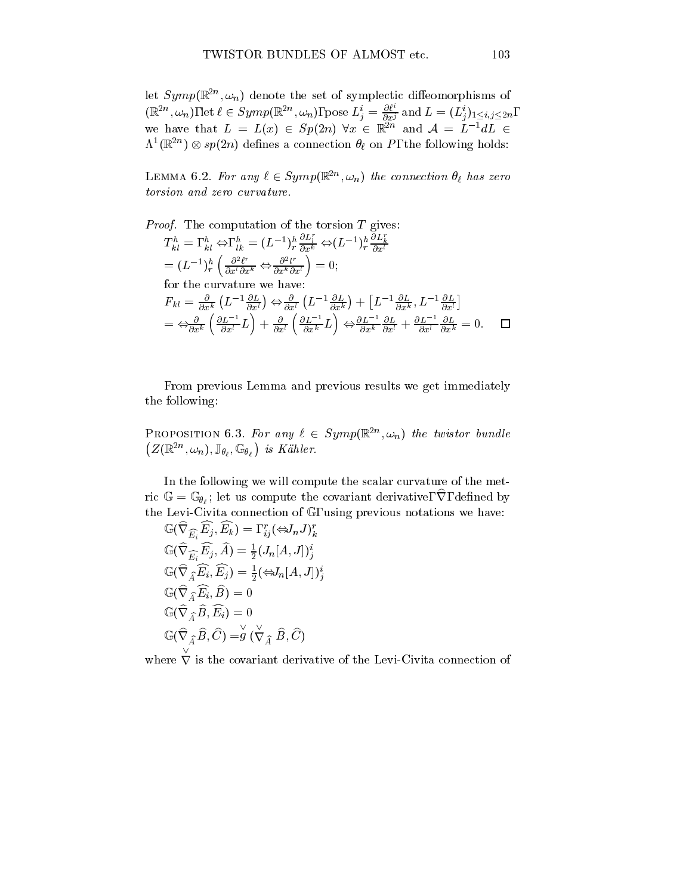let $Symp(\mathbb{R}^{2n}, \omega_n)$ denote the set of symplectic diffeomorphisms of $(\mathbb{R}^{2n}, \omega_n)$Γlet $\ell \in Symp(\mathbb{R}^{2n}, \omega_n)$Γpose $L^i_j = \frac{\partial \ell^i}{\partial x^j}$ and $L = (L^i_j)_{1 \leq i,j \leq 2n}$Γ we have that $L = L(x) \in Sp(2n)$ $\forall x \in \mathbb{R}^{2n}$ and $\mathcal{A} = L^{-1} dL \in \Lambda^1(\mathbb{R}^{2n}) \otimes sp(2n)$ defines a connection $\theta_\ell$ on $P$Γthe following holds:

LEMMA 6.2. *For any $\ell \in Symp(\mathbb{R}^{2n}, \omega_n)$ the connection $\theta_\ell$ has zero torsion and zero curvature.*

*Proof.* The computation of the torsion $T$ gives:

$$T^h_{kl} = \Gamma^h_{kl} \Leftrightarrow \Gamma^h_{lk} = (L^{-1})^h_r \frac{\partial L^r_l}{\partial x^k} \Leftrightarrow (L^{-1})^h_r \frac{\partial L^r_k}{\partial x^l}$$

$$= (L^{-1})^h_r \left( \frac{\partial^2 \ell^r}{\partial x^l \partial x^k} \Leftrightarrow \frac{\partial^2 l^r}{\partial x^k \partial x^l} \right) = 0;$$

for the curvature we have:

$$F_{kl} = \frac{\partial}{\partial x^k} \left( L^{-1} \frac{\partial L}{\partial x^l} \right) \Leftrightarrow \frac{\partial}{\partial x^l} \left( L^{-1} \frac{\partial L}{\partial x^k} \right) + \left[ L^{-1} \frac{\partial L}{\partial x^k}, L^{-1} \frac{\partial L}{\partial x^l} \right]$$

$$= \Leftrightarrow \frac{\partial}{\partial x^k} \left( \frac{\partial L^{-1}}{\partial x^l} L \right) + \frac{\partial}{\partial x^l} \left( \frac{\partial L^{-1}}{\partial x^k} L \right) \Leftrightarrow \frac{\partial L^{-1}}{\partial x^k} \frac{\partial L}{\partial x^l} + \frac{\partial L^{-1}}{\partial x^l} \frac{\partial L}{\partial x^k} = 0. \qquad \square$$

From previous Lemma and previous results we get immediately the following:

PROPOSITION 6.3. *For any $\ell \in Symp(\mathbb{R}^{2n}, \omega_n)$ the twistor bundle $\left( Z(\mathbb{R}^{2n}, \omega_n), \mathbb{J}_{\theta_\ell}, \mathbb{G}_{\theta_\ell} \right)$ is Kähler.*

In the following we will compute the scalar curvature of the metric $\mathbb{G} = \mathbb{G}_{\theta_\ell}$; let us compute the covariant derivativeΓ$\widehat{\nabla}$Γdefined by the Levi-Civita connection of $\mathbb{G}$Γusing previous notations we have:

$$\mathbb{G}(\widehat{\nabla}_{\widehat{E_i}} \widehat{E_j}, \widehat{E_k}) = \Gamma^r_{ij} (\Leftrightarrow J_n J)^r_k$$

$$\mathbb{G}(\widehat{\nabla}_{\widehat{E_i}} \widehat{E_j}, \widehat{A}) = \tfrac{1}{2} (J_n [A, J])^i_j$$

$$\mathbb{G}(\widehat{\nabla}_{\widehat{A}} \widehat{E_i}, \widehat{E_j}) = \tfrac{1}{2} (\Leftrightarrow J_n [A, J])^i_j$$

$$\mathbb{G}(\widehat{\nabla}_{\widehat{A}} \widehat{E_i}, \widehat{B}) = 0$$

$$\mathbb{G}(\widehat{\nabla}_{\widehat{A}} \widehat{B}, \widehat{E_i}) = 0$$

$$\mathbb{G}(\widehat{\nabla}_{\widehat{A}} \widehat{B}, \widehat{C}) = \overset{\vee}{g} (\overset{\vee}{\nabla}_{\widehat{A}} \widehat{B}, \widehat{C})$$

where $\overset{\vee}{\nabla}$ is the covariant derivative of the Levi-Civita connection of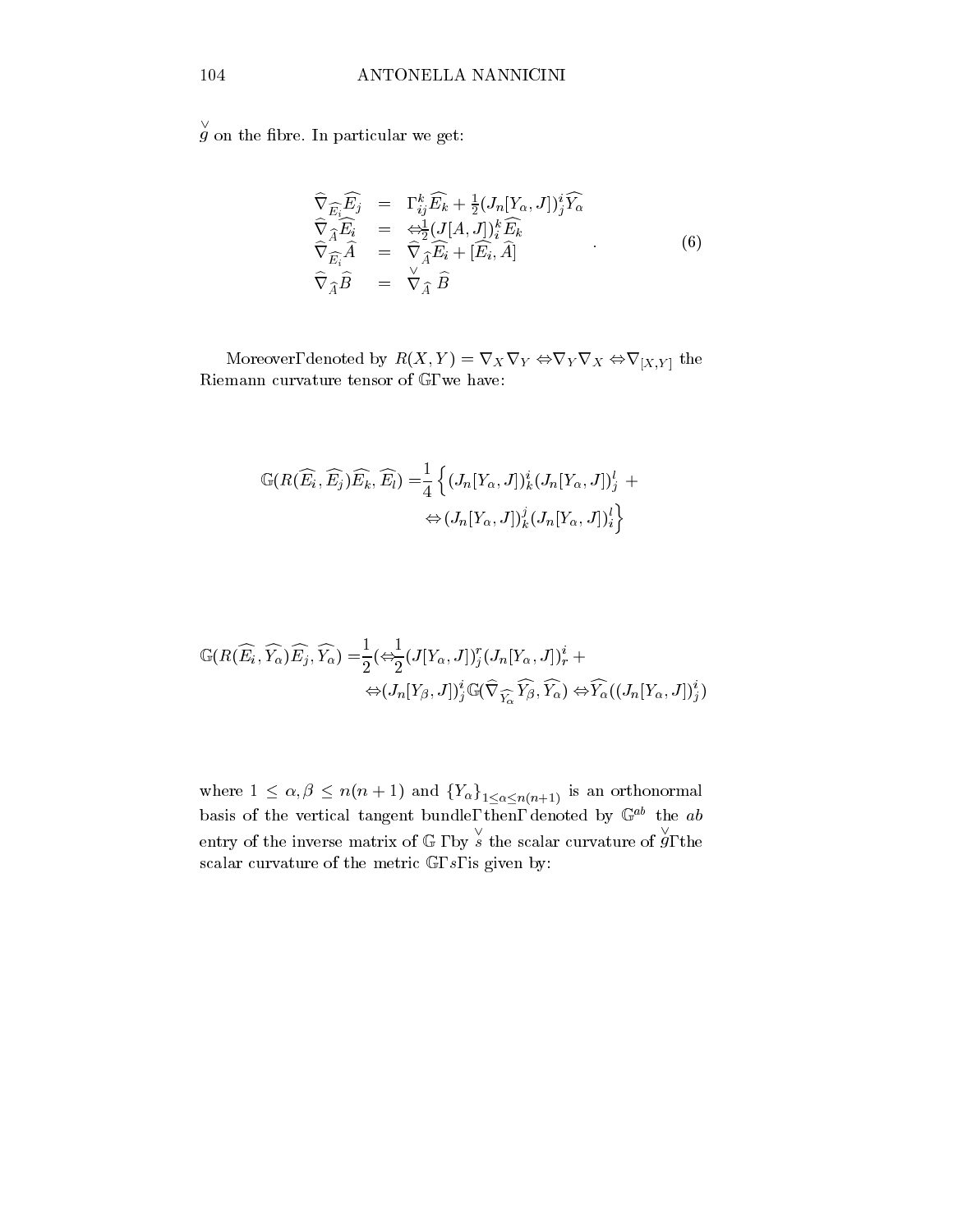$\overset{\vee}{g}$ on the fibre. In particular we get:

$$
\begin{array}{rcl}
\widehat{\nabla}_{\widehat{E_i}}\widehat{E_j} & = & \Gamma^k_{ij}\widehat{E_k} + \frac{1}{2}(J_n[Y_\alpha, J])^i_j \widehat{Y_\alpha} \\
\widehat{\nabla}_{\widehat{A}}\widehat{E_i} & = & -\frac{1}{2}(J[A, J])^k_i \widehat{E_k} \\
\widehat{\nabla}_{\widehat{E_i}}\widehat{A} & = & \widehat{\nabla}_{\widehat{A}}\widehat{E_i} + [\widehat{E_i}, \widehat{A}] \\
\widehat{\nabla}_{\widehat{A}}\widehat{B} & = & \overset{\vee}{\nabla}_{\widehat{A}}\, \widehat{B}
\end{array} \quad . \tag{6}
$$

Moreover, denoted by $R(X, Y) = \nabla_X \nabla_Y - \nabla_Y \nabla_X - \nabla_{[X,Y]}$ the Riemann curvature tensor of $\mathbb{G}$, we have:

$$
\begin{aligned}
\mathbb{G}(R(\widehat{E_i}, \widehat{E_j})\widehat{E_k}, \widehat{E_l}) =& \frac{1}{4}\Big\{(J_n[Y_\alpha, J])^i_k (J_n[Y_\alpha, J])^l_j + \\
& - (J_n[Y_\alpha, J])^j_k (J_n[Y_\alpha, J])^l_i\Big\}
\end{aligned}
$$

$$
\begin{aligned}
\mathbb{G}(R(\widehat{E_i}, \widehat{Y_\alpha})\widehat{E_j}, \widehat{Y_\alpha}) =& \frac{1}{2}(-\frac{1}{2}(J[Y_\alpha, J])^r_j (J_n[Y_\alpha, J])^i_r + \\
& - (J_n[Y_\beta, J])^i_j \mathbb{G}(\widehat{\nabla}_{\widehat{Y_\alpha}}\widehat{Y_\beta}, \widehat{Y_\alpha}) - \widehat{Y_\alpha}((J_n[Y_\alpha, J])^i_j)
\end{aligned}
$$

where $1 \leq \alpha, \beta \leq n(n+1)$ and $\{Y_\alpha\}_{1 \leq \alpha \leq n(n+1)}$ is an orthonormal basis of the vertical tangent bundle, then, denoted by $\mathbb{G}^{ab}$ the $ab$ entry of the inverse matrix of $\mathbb{G}$ , by $\overset{\vee}{s}$ the scalar curvature of $\overset{\vee}{g}$, the scalar curvature of the metric $\mathbb{G}$, $s$, is given by: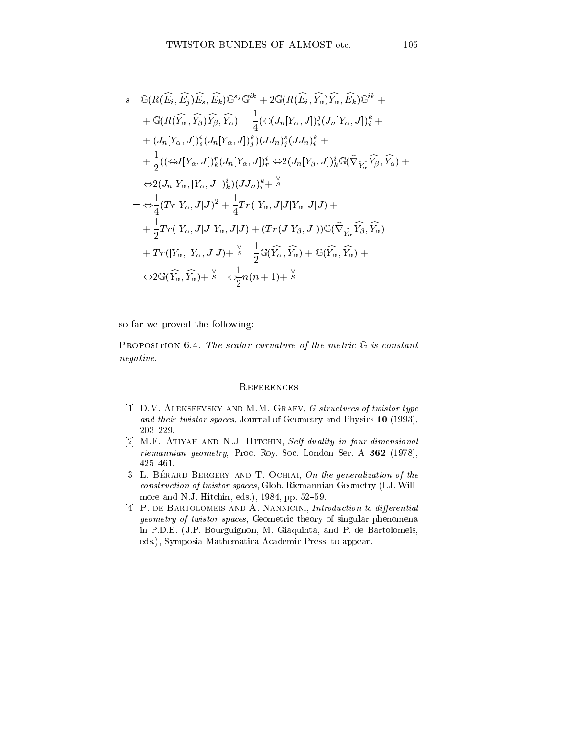$$
\begin{aligned}
s =& \mathbb{G}(R(\widehat{E_i}, \widehat{E_j})\widehat{E_s}, \widehat{E_k})\mathbb{G}^{sj}\mathbb{G}^{ik} + 2\mathbb{G}(R(\widehat{E_i}, \widehat{Y_\alpha})\widehat{Y_\alpha}, \widehat{E_k})\mathbb{G}^{ik} + \\
&+ \mathbb{G}(R(\widehat{Y_\alpha}, \widehat{Y_\beta})\widehat{Y_\beta}, \widehat{Y_\alpha}) = \frac{1}{4}(\Leftrightarrow (J_n[Y_\alpha, J])^j_s (J_n[Y_\alpha, J])^k_i + \\
&+ (J_n[Y_\alpha, J])^i_s (J_n[Y_\alpha, J])^k_j)(JJ_n)^s_j (JJ_n)^k_i + \\
&+ \frac{1}{2}((\Leftrightarrow J[Y_\alpha, J])^r_k (J_n[Y_\alpha, J])^i_r \Leftrightarrow 2(J_n[Y_\beta, J])^i_k \mathbb{G}(\widehat{\nabla}_{\widehat{Y_\alpha}} \widehat{Y_\beta}, \widehat{Y_\alpha}) + \\
&\Leftrightarrow 2(J_n[Y_\alpha, [Y_\alpha, J]])^i_k)(JJ_n)^k_i + \overset{\vee}{s} \\
=& \Leftrightarrow \frac{1}{4}(Tr[Y_\alpha, J]J)^2 + \frac{1}{4}Tr([Y_\alpha, J]J[Y_\alpha, J]J) + \\
&+ \frac{1}{2}Tr([Y_\alpha, J]J[Y_\alpha, J]J) + (Tr(J[Y_\beta, J]))\mathbb{G}(\widehat{\nabla}_{\widehat{Y_\alpha}} \widehat{Y_\beta}, \widehat{Y_\alpha}) \\
&+ Tr([Y_\alpha, [Y_\alpha, J]J) + \overset{\vee}{s} = \frac{1}{2}\mathbb{G}(\widehat{Y_\alpha}, \widehat{Y_\alpha}) + \mathbb{G}(\widehat{Y_\alpha}, \widehat{Y_\alpha}) + \\
&\Leftrightarrow 2\mathbb{G}(\widehat{Y_\alpha}, \widehat{Y_\alpha}) + \overset{\vee}{s} = \Leftrightarrow \frac{1}{2}n(n+1) + \overset{\vee}{s}
\end{aligned}
$$

so far we proved the following:

**Proposition 6.4.** *The scalar curvature of the metric* $\mathbb{G}$ *is constant negative.*

## References

[1] D.V. Alekseevsky and M.M. Graev, *G-structures of twistor type and their twistor spaces*, Journal of Geometry and Physics **10** (1993), 203–229.

[2] M.F. Atiyah and N.J. Hitchin, *Self duality in four-dimensional riemannian geometry*, Proc. Roy. Soc. London Ser. A **362** (1978), 425–461.

[3] L. Bérard Bergery and T. Ochiai, *On the generalization of the construction of twistor spaces*, Glob. Riemannian Geometry (I.J. Willmore and N.J. Hitchin, eds.), 1984, pp. 52–59.

[4] P. de Bartolomeis and A. Nannicini, *Introduction to differential geometry of twistor spaces*, Geometric theory of singular phenomena in P.D.E. (J.P. Bourguignon, M. Giaquinta, and P. de Bartolomeis, eds.), Symposia Mathematica Academic Press, to appear.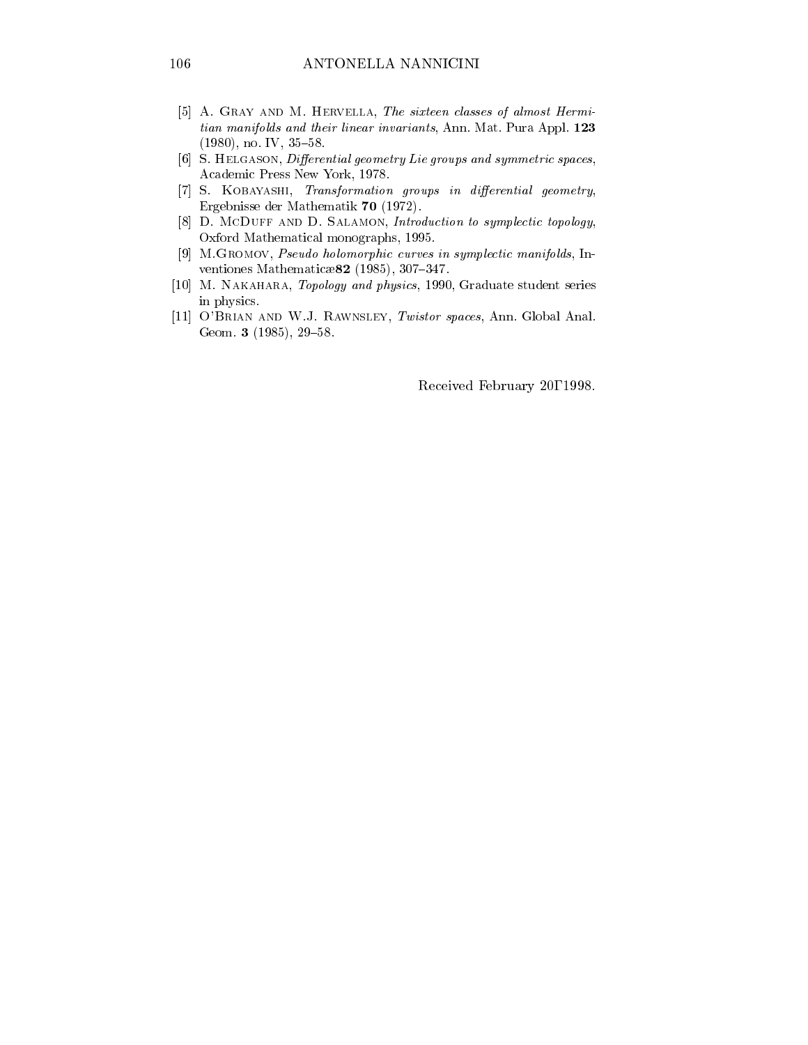[5] A. Gray and M. Hervella, *The sixteen classes of almost Hermitian manifolds and their linear invariants*, Ann. Mat. Pura Appl. **123** (1980), no. IV, 35–58.

[6] S. Helgason, *Differential geometry Lie groups and symmetric spaces*, Academic Press New York, 1978.

[7] S. Kobayashi, *Transformation groups in differential geometry*, Ergebnisse der Mathematik **70** (1972).

[8] D. McDuff and D. Salamon, *Introduction to symplectic topology*, Oxford Mathematical monographs, 1995.

[9] M.Gromov, *Pseudo holomorphic curves in symplectic manifolds*, Inventiones Mathematicæ**82** (1985), 307–347.

[10] M. Nakahara, *Topology and physics*, 1990, Graduate student series in physics.

[11] O'Brian and W.J. Rawnsley, *Twistor spaces*, Ann. Global Anal. Geom. **3** (1985), 29–58.

Received February 20Γ1998.